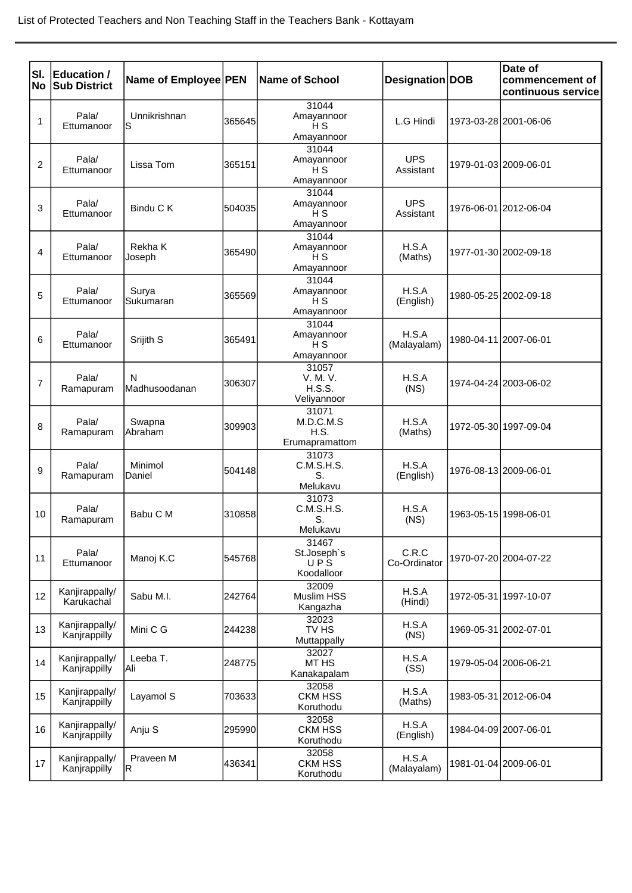List of Protected Teachers and Non Teaching Staff in the Teachers Bank - Kottayam

| Sl. No | Education / Sub District | Name of Employee | PEN | Name of School | Designation | DOB | Date of commencement of continuous service |
|---|---|---|---|---|---|---|---|
| 1 | Pala/ Ettumanoor | Unnikrishnan S | 365645 | 31044 Amayannoor H S Amayannoor | L.G Hindi | 1973-03-28 | 2001-06-06 |
| 2 | Pala/ Ettumanoor | Lissa Tom | 365151 | 31044 Amayannoor H S Amayannoor | UPS Assistant | 1979-01-03 | 2009-06-01 |
| 3 | Pala/ Ettumanoor | Bindu C K | 504035 | 31044 Amayannoor H S Amayannoor | UPS Assistant | 1976-06-01 | 2012-06-04 |
| 4 | Pala/ Ettumanoor | Rekha K Joseph | 365490 | 31044 Amayannoor H S Amayannoor | H.S.A (Maths) | 1977-01-30 | 2002-09-18 |
| 5 | Pala/ Ettumanoor | Surya Sukumaran | 365569 | 31044 Amayannoor H S Amayannoor | H.S.A (English) | 1980-05-25 | 2002-09-18 |
| 6 | Pala/ Ettumanoor | Srijith S | 365491 | 31044 Amayannoor H S Amayannoor | H.S.A (Malayalam) | 1980-04-11 | 2007-06-01 |
| 7 | Pala/ Ramapuram | N Madhusoodanan | 306307 | 31057 V. M. V. H.S.S. Veliyannoor | H.S.A (NS) | 1974-04-24 | 2003-06-02 |
| 8 | Pala/ Ramapuram | Swapna Abraham | 309903 | 31071 M.D.C.M.S H.S. Erumapramattom | H.S.A (Maths) | 1972-05-30 | 1997-09-04 |
| 9 | Pala/ Ramapuram | Minimol Daniel | 504148 | 31073 C.M.S.H.S. S. Melukavu | H.S.A (English) | 1976-08-13 | 2009-06-01 |
| 10 | Pala/ Ramapuram | Babu C M | 310858 | 31073 C.M.S.H.S. S. Melukavu | H.S.A (NS) | 1963-05-15 | 1998-06-01 |
| 11 | Pala/ Ettumanoor | Manoj K.C | 545768 | 31467 St.Joseph`s U P S Koodalloor | C.R.C Co-Ordinator | 1970-07-20 | 2004-07-22 |
| 12 | Kanjirappally/ Karukachal | Sabu M.I. | 242764 | 32009 Muslim HSS Kangazha | H.S.A (Hindi) | 1972-05-31 | 1997-10-07 |
| 13 | Kanjirappally/ Kanjrappilly | Mini C G | 244238 | 32023 TV HS Muttappally | H.S.A (NS) | 1969-05-31 | 2002-07-01 |
| 14 | Kanjirappally/ Kanjrappilly | Leeba T. Ali | 248775 | 32027 MT HS Kanakapalam | H.S.A (SS) | 1979-05-04 | 2006-06-21 |
| 15 | Kanjirappally/ Kanjrappilly | Layamol S | 703633 | 32058 CKM HSS Koruthodu | H.S.A (Maths) | 1983-05-31 | 2012-06-04 |
| 16 | Kanjirappally/ Kanjrappilly | Anju S | 295990 | 32058 CKM HSS Koruthodu | H.S.A (English) | 1984-04-09 | 2007-06-01 |
| 17 | Kanjirappally/ Kanjrappilly | Praveen M R | 436341 | 32058 CKM HSS Koruthodu | H.S.A (Malayalam) | 1981-01-04 | 2009-06-01 |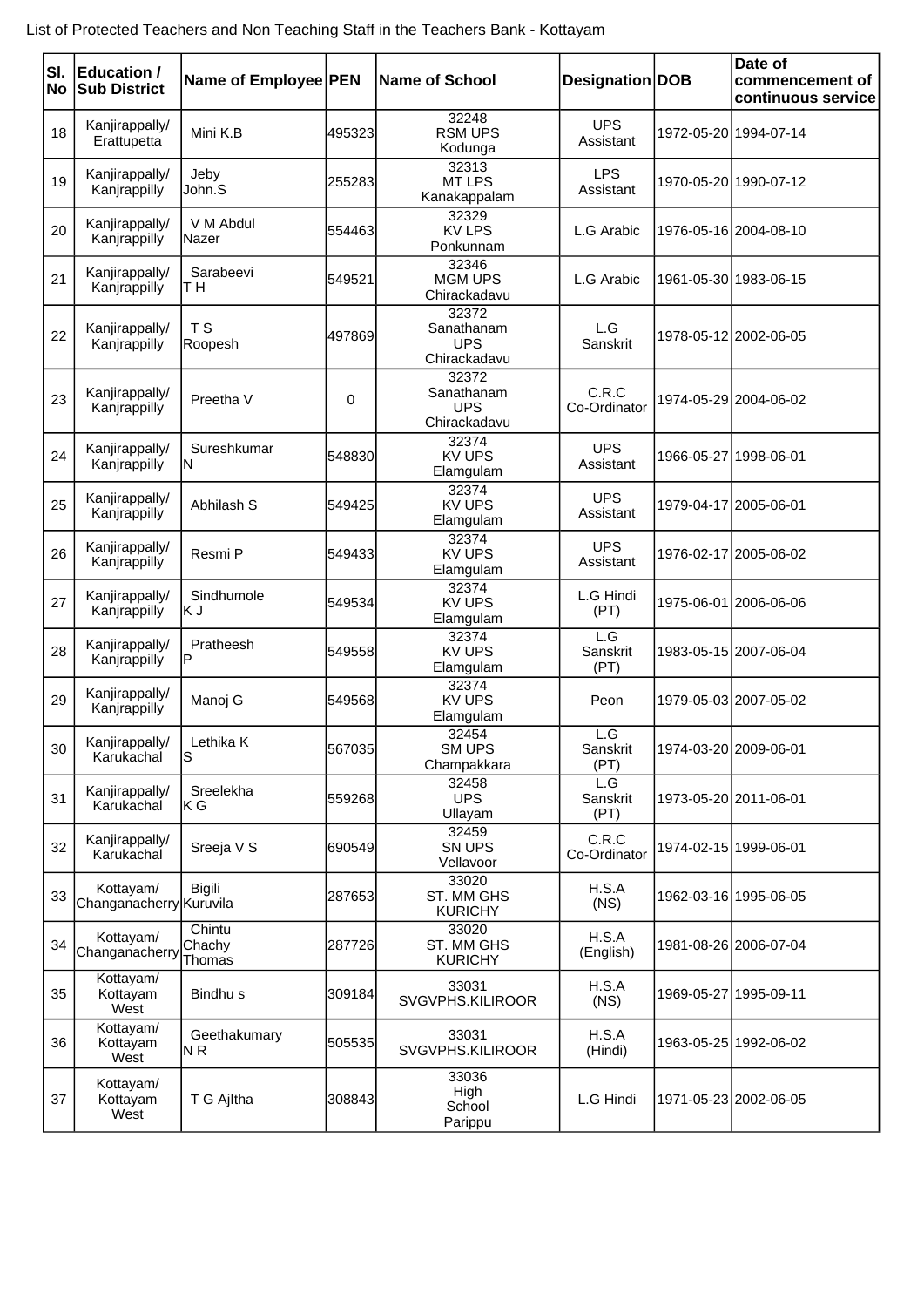List of Protected Teachers and Non Teaching Staff in the Teachers Bank - Kottayam

| Sl. No | Education / Sub District | Name of Employee | PEN | Name of School | Designation | DOB | Date of commencement of continuous service |
|---|---|---|---|---|---|---|---|
| 18 | Kanjirappally/ Erattupetta | Mini K.B | 495323 | 32248 RSM UPS Kodunga | UPS Assistant | 1972-05-20 | 1994-07-14 |
| 19 | Kanjirappally/ Kanjrappilly | Jeby John.S | 255283 | 32313 MT LPS Kanakappalam | LPS Assistant | 1970-05-20 | 1990-07-12 |
| 20 | Kanjirappally/ Kanjrappilly | V M Abdul Nazer | 554463 | 32329 KV LPS Ponkunnam | L.G Arabic | 1976-05-16 | 2004-08-10 |
| 21 | Kanjirappally/ Kanjrappilly | Sarabeevi T H | 549521 | 32346 MGM UPS Chirackadavu | L.G Arabic | 1961-05-30 | 1983-06-15 |
| 22 | Kanjirappally/ Kanjrappilly | T S Roopesh | 497869 | 32372 Sanathanam UPS Chirackadavu | L.G Sanskrit | 1978-05-12 | 2002-06-05 |
| 23 | Kanjirappally/ Kanjrappilly | Preetha V | 0 | 32372 Sanathanam UPS Chirackadavu | C.R.C Co-Ordinator | 1974-05-29 | 2004-06-02 |
| 24 | Kanjirappally/ Kanjrappilly | Sureshkumar N | 548830 | 32374 KV UPS Elamgulam | UPS Assistant | 1966-05-27 | 1998-06-01 |
| 25 | Kanjirappally/ Kanjrappilly | Abhilash S | 549425 | 32374 KV UPS Elamgulam | UPS Assistant | 1979-04-17 | 2005-06-01 |
| 26 | Kanjirappally/ Kanjrappilly | Resmi P | 549433 | 32374 KV UPS Elamgulam | UPS Assistant | 1976-02-17 | 2005-06-02 |
| 27 | Kanjirappally/ Kanjrappilly | Sindhumole K J | 549534 | 32374 KV UPS Elamgulam | L.G Hindi (PT) | 1975-06-01 | 2006-06-06 |
| 28 | Kanjirappally/ Kanjrappilly | Pratheesh P | 549558 | 32374 KV UPS Elamgulam | L.G Sanskrit (PT) | 1983-05-15 | 2007-06-04 |
| 29 | Kanjirappally/ Kanjrappilly | Manoj G | 549568 | 32374 KV UPS Elamgulam | Peon | 1979-05-03 | 2007-05-02 |
| 30 | Kanjirappally/ Karukachal | Lethika K S | 567035 | 32454 SM UPS Champakkara | L.G Sanskrit (PT) | 1974-03-20 | 2009-06-01 |
| 31 | Kanjirappally/ Karukachal | Sreelekha K G | 559268 | 32458 UPS Ullayam | L.G Sanskrit (PT) | 1973-05-20 | 2011-06-01 |
| 32 | Kanjirappally/ Karukachal | Sreeja V S | 690549 | 32459 SN UPS Vellavoor | C.R.C Co-Ordinator | 1974-02-15 | 1999-06-01 |
| 33 | Kottayam/ Changanacherry | Bigili Kuruvila | 287653 | 33020 ST. MM GHS KURICHY | H.S.A (NS) | 1962-03-16 | 1995-06-05 |
| 34 | Kottayam/ Changanacherry | Chintu Chachy Thomas | 287726 | 33020 ST. MM GHS KURICHY | H.S.A (English) | 1981-08-26 | 2006-07-04 |
| 35 | Kottayam/ Kottayam West | Bindhu s | 309184 | 33031 SVGVPHS.KILIROOR | H.S.A (NS) | 1969-05-27 | 1995-09-11 |
| 36 | Kottayam/ Kottayam West | Geethakumary N R | 505535 | 33031 SVGVPHS.KILIROOR | H.S.A (Hindi) | 1963-05-25 | 1992-06-02 |
| 37 | Kottayam/ Kottayam West | T G AjIltha | 308843 | 33036 High School Parippu | L.G Hindi | 1971-05-23 | 2002-06-05 |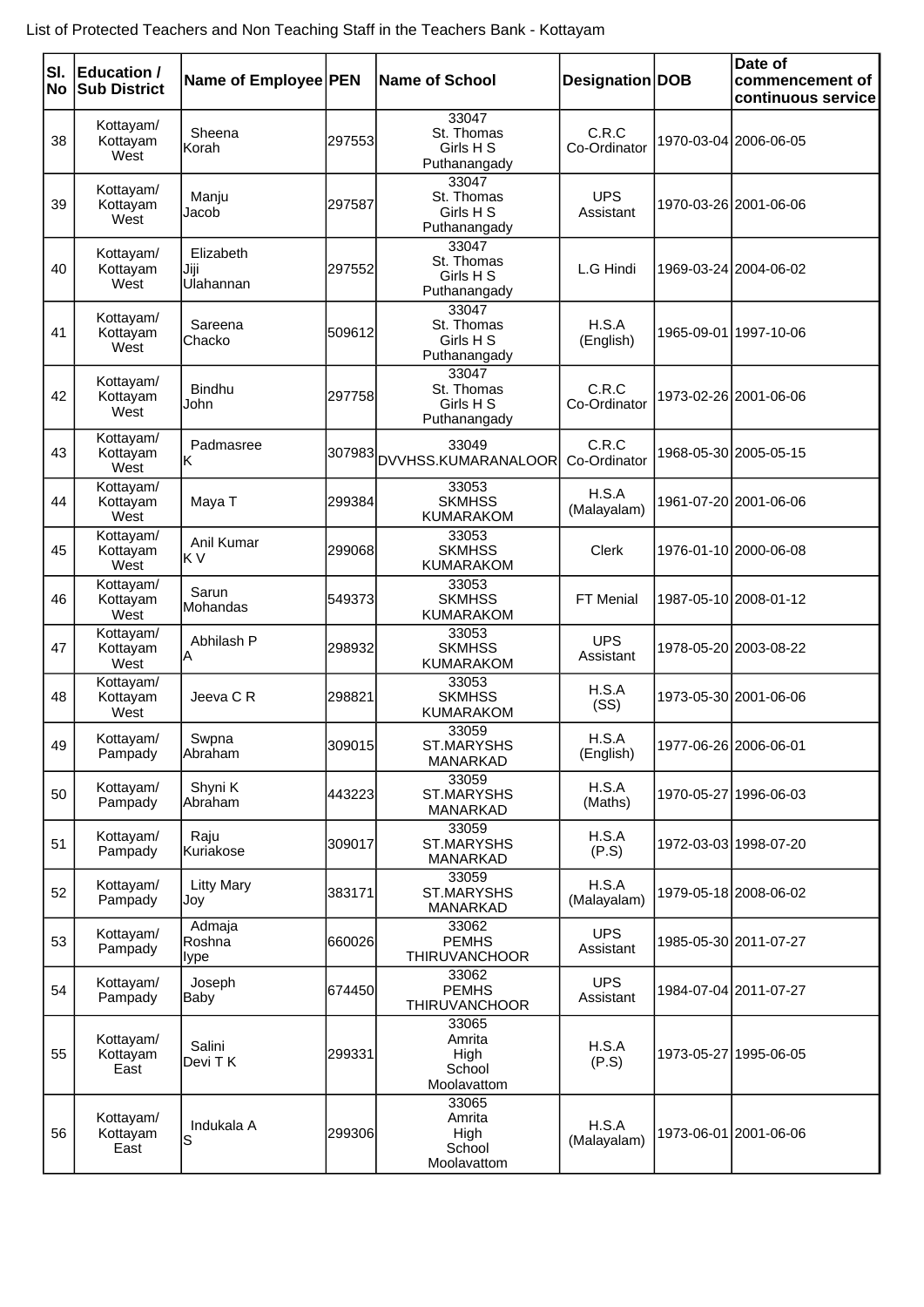List of Protected Teachers and Non Teaching Staff in the Teachers Bank - Kottayam

| Sl. No | Education / Sub District | Name of Employee | PEN | Name of School | Designation | DOB | Date of commencement of continuous service |
|---|---|---|---|---|---|---|---|
| 38 | Kottayam/ Kottayam West | Sheena Korah | 297553 | 33047 St. Thomas Girls H S Puthanangady | C.R.C Co-Ordinator | 1970-03-04 | 2006-06-05 |
| 39 | Kottayam/ Kottayam West | Manju Jacob | 297587 | 33047 St. Thomas Girls H S Puthanangady | UPS Assistant | 1970-03-26 | 2001-06-06 |
| 40 | Kottayam/ Kottayam West | Elizabeth Jiji Ulahannan | 297552 | 33047 St. Thomas Girls H S Puthanangady | L.G Hindi | 1969-03-24 | 2004-06-02 |
| 41 | Kottayam/ Kottayam West | Sareena Chacko | 509612 | 33047 St. Thomas Girls H S Puthanangady | H.S.A (English) | 1965-09-01 | 1997-10-06 |
| 42 | Kottayam/ Kottayam West | Bindhu John | 297758 | 33047 St. Thomas Girls H S Puthanangady | C.R.C Co-Ordinator | 1973-02-26 | 2001-06-06 |
| 43 | Kottayam/ Kottayam West | Padmasree K | 307983 | 33049 DVVHSS.KUMARANALOOR | C.R.C Co-Ordinator | 1968-05-30 | 2005-05-15 |
| 44 | Kottayam/ Kottayam West | Maya T | 299384 | 33053 SKMHSS KUMARAKOM | H.S.A (Malayalam) | 1961-07-20 | 2001-06-06 |
| 45 | Kottayam/ Kottayam West | Anil Kumar K V | 299068 | 33053 SKMHSS KUMARAKOM | Clerk | 1976-01-10 | 2000-06-08 |
| 46 | Kottayam/ Kottayam West | Sarun Mohandas | 549373 | 33053 SKMHSS KUMARAKOM | FT Menial | 1987-05-10 | 2008-01-12 |
| 47 | Kottayam/ Kottayam West | Abhilash P A | 298932 | 33053 SKMHSS KUMARAKOM | UPS Assistant | 1978-05-20 | 2003-08-22 |
| 48 | Kottayam/ Kottayam West | Jeeva C R | 298821 | 33053 SKMHSS KUMARAKOM | H.S.A (SS) | 1973-05-30 | 2001-06-06 |
| 49 | Kottayam/ Pampady | Swpna Abraham | 309015 | 33059 ST.MARYSHS MANARKAD | H.S.A (English) | 1977-06-26 | 2006-06-01 |
| 50 | Kottayam/ Pampady | Shyni K Abraham | 443223 | 33059 ST.MARYSHS MANARKAD | H.S.A (Maths) | 1970-05-27 | 1996-06-03 |
| 51 | Kottayam/ Pampady | Raju Kuriakose | 309017 | 33059 ST.MARYSHS MANARKAD | H.S.A (P.S) | 1972-03-03 | 1998-07-20 |
| 52 | Kottayam/ Pampady | Litty Mary Joy | 383171 | 33059 ST.MARYSHS MANARKAD | H.S.A (Malayalam) | 1979-05-18 | 2008-06-02 |
| 53 | Kottayam/ Pampady | Admaja Roshna Iype | 660026 | 33062 PEMHS THIRUVANCHOOR | UPS Assistant | 1985-05-30 | 2011-07-27 |
| 54 | Kottayam/ Pampady | Joseph Baby | 674450 | 33062 PEMHS THIRUVANCHOOR | UPS Assistant | 1984-07-04 | 2011-07-27 |
| 55 | Kottayam/ Kottayam East | Salini Devi T K | 299331 | 33065 Amrita High School Moolavattom | H.S.A (P.S) | 1973-05-27 | 1995-06-05 |
| 56 | Kottayam/ Kottayam East | Indukala A S | 299306 | 33065 Amrita High School Moolavattom | H.S.A (Malayalam) | 1973-06-01 | 2001-06-06 |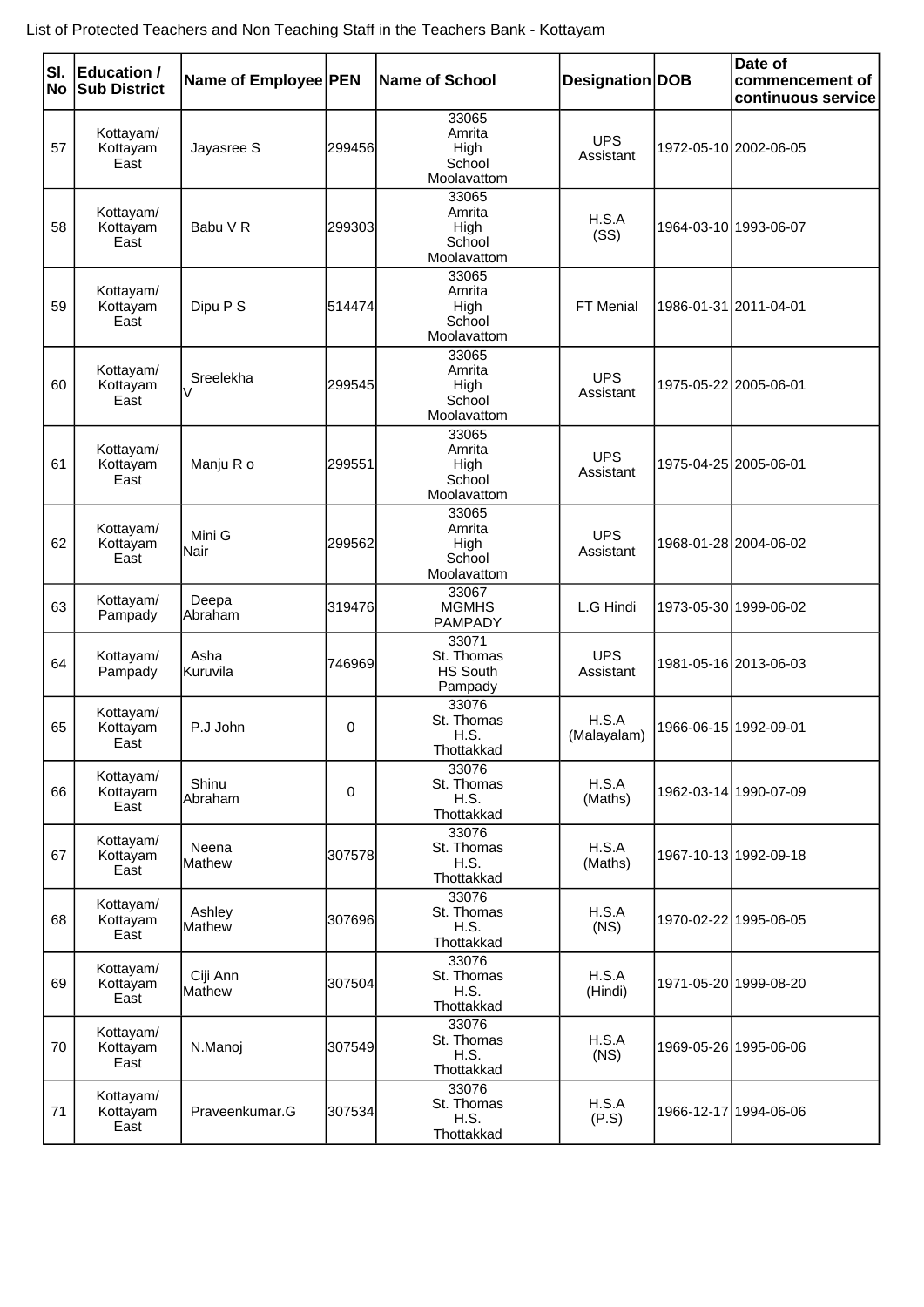List of Protected Teachers and Non Teaching Staff in the Teachers Bank - Kottayam

| Sl. No | Education / Sub District | Name of Employee | PEN | Name of School | Designation | DOB | Date of commencement of continuous service |
|---|---|---|---|---|---|---|---|
| 57 | Kottayam/ Kottayam East | Jayasree S | 299456 | 33065 Amrita High School Moolavattom | UPS Assistant | 1972-05-10 | 2002-06-05 |
| 58 | Kottayam/ Kottayam East | Babu V R | 299303 | 33065 Amrita High School Moolavattom | H.S.A (SS) | 1964-03-10 | 1993-06-07 |
| 59 | Kottayam/ Kottayam East | Dipu P S | 514474 | 33065 Amrita High School Moolavattom | FT Menial | 1986-01-31 | 2011-04-01 |
| 60 | Kottayam/ Kottayam East | Sreelekha V | 299545 | 33065 Amrita High School Moolavattom | UPS Assistant | 1975-05-22 | 2005-06-01 |
| 61 | Kottayam/ Kottayam East | Manju R o | 299551 | 33065 Amrita High School Moolavattom | UPS Assistant | 1975-04-25 | 2005-06-01 |
| 62 | Kottayam/ Kottayam East | Mini G Nair | 299562 | 33065 Amrita High School Moolavattom | UPS Assistant | 1968-01-28 | 2004-06-02 |
| 63 | Kottayam/ Pampady | Deepa Abraham | 319476 | 33067 MGMHS PAMPADY | L.G Hindi | 1973-05-30 | 1999-06-02 |
| 64 | Kottayam/ Pampady | Asha Kuruvila | 746969 | 33071 St. Thomas HS South Pampady | UPS Assistant | 1981-05-16 | 2013-06-03 |
| 65 | Kottayam/ Kottayam East | P.J John | 0 | 33076 St. Thomas H.S. Thottakkad | H.S.A (Malayalam) | 1966-06-15 | 1992-09-01 |
| 66 | Kottayam/ Kottayam East | Shinu Abraham | 0 | 33076 St. Thomas H.S. Thottakkad | H.S.A (Maths) | 1962-03-14 | 1990-07-09 |
| 67 | Kottayam/ Kottayam East | Neena Mathew | 307578 | 33076 St. Thomas H.S. Thottakkad | H.S.A (Maths) | 1967-10-13 | 1992-09-18 |
| 68 | Kottayam/ Kottayam East | Ashley Mathew | 307696 | 33076 St. Thomas H.S. Thottakkad | H.S.A (NS) | 1970-02-22 | 1995-06-05 |
| 69 | Kottayam/ Kottayam East | Ciji Ann Mathew | 307504 | 33076 St. Thomas H.S. Thottakkad | H.S.A (Hindi) | 1971-05-20 | 1999-08-20 |
| 70 | Kottayam/ Kottayam East | N.Manoj | 307549 | 33076 St. Thomas H.S. Thottakkad | H.S.A (NS) | 1969-05-26 | 1995-06-06 |
| 71 | Kottayam/ Kottayam East | Praveenkumar.G | 307534 | 33076 St. Thomas H.S. Thottakkad | H.S.A (P.S) | 1966-12-17 | 1994-06-06 |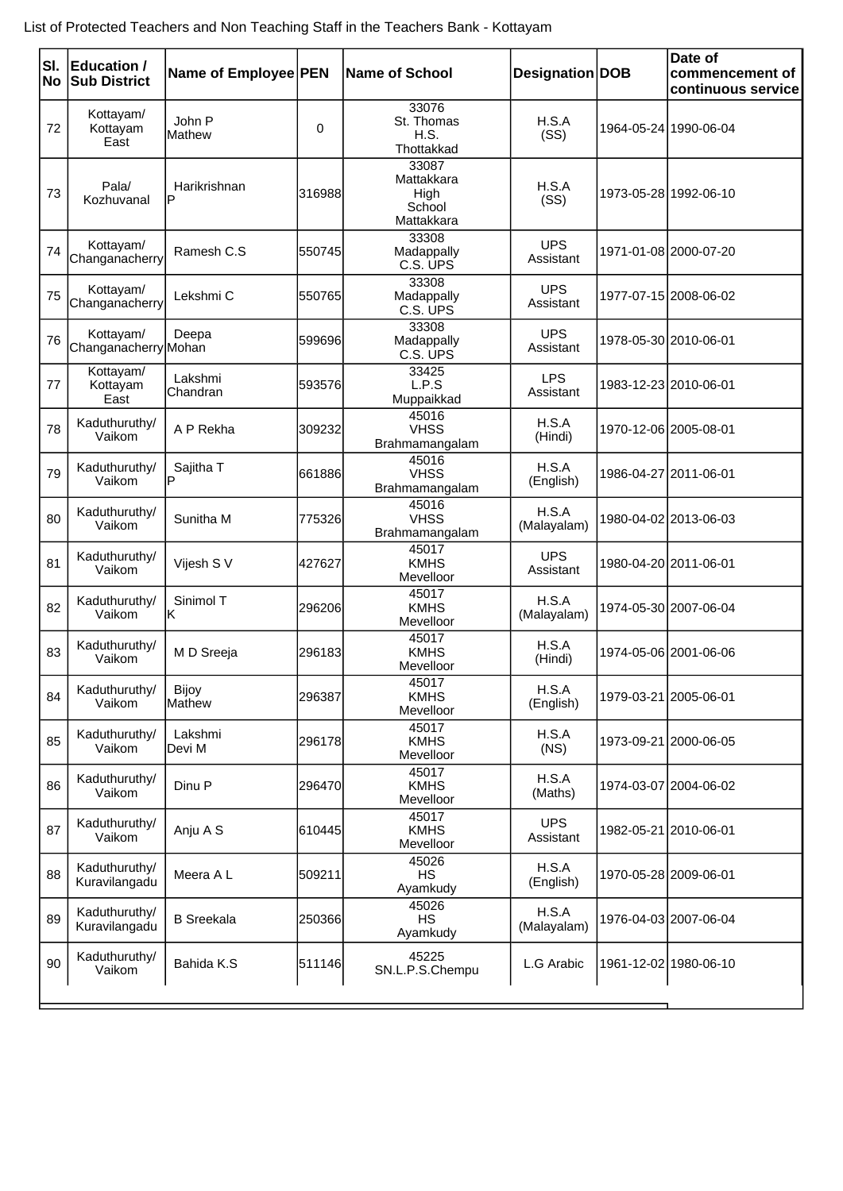List of Protected Teachers and Non Teaching Staff in the Teachers Bank - Kottayam

| Sl. No | Education / Sub District | Name of Employee | PEN | Name of School | Designation | DOB | Date of commencement of continuous service |
|---|---|---|---|---|---|---|---|
| 72 | Kottayam/ Kottayam East | John P Mathew | 0 | 33076 St. Thomas H.S. Thottakkad | H.S.A (SS) | 1964-05-24 | 1990-06-04 |
| 73 | Pala/ Kozhuvanal | Harikrishnan P | 316988 | 33087 Mattakkara High School Mattakkara | H.S.A (SS) | 1973-05-28 | 1992-06-10 |
| 74 | Kottayam/ Changanacherry | Ramesh C.S | 550745 | 33308 Madappally C.S. UPS | UPS Assistant | 1971-01-08 | 2000-07-20 |
| 75 | Kottayam/ Changanacherry | Lekshmi C | 550765 | 33308 Madappally C.S. UPS | UPS Assistant | 1977-07-15 | 2008-06-02 |
| 76 | Kottayam/ Changanacherry | Deepa Mohan | 599696 | 33308 Madappally C.S. UPS | UPS Assistant | 1978-05-30 | 2010-06-01 |
| 77 | Kottayam/ Kottayam East | Lakshmi Chandran | 593576 | 33425 L.P.S Muppaikkad | LPS Assistant | 1983-12-23 | 2010-06-01 |
| 78 | Kaduthuruthy/ Vaikom | A P Rekha | 309232 | 45016 VHSS Brahmamangalam | H.S.A (Hindi) | 1970-12-06 | 2005-08-01 |
| 79 | Kaduthuruthy/ Vaikom | Sajitha T P | 661886 | 45016 VHSS Brahmamangalam | H.S.A (English) | 1986-04-27 | 2011-06-01 |
| 80 | Kaduthuruthy/ Vaikom | Sunitha M | 775326 | 45016 VHSS Brahmamangalam | H.S.A (Malayalam) | 1980-04-02 | 2013-06-03 |
| 81 | Kaduthuruthy/ Vaikom | Vijesh S V | 427627 | 45017 KMHS Mevelloor | UPS Assistant | 1980-04-20 | 2011-06-01 |
| 82 | Kaduthuruthy/ Vaikom | Sinimol T K | 296206 | 45017 KMHS Mevelloor | H.S.A (Malayalam) | 1974-05-30 | 2007-06-04 |
| 83 | Kaduthuruthy/ Vaikom | M D Sreeja | 296183 | 45017 KMHS Mevelloor | H.S.A (Hindi) | 1974-05-06 | 2001-06-06 |
| 84 | Kaduthuruthy/ Vaikom | Bijoy Mathew | 296387 | 45017 KMHS Mevelloor | H.S.A (English) | 1979-03-21 | 2005-06-01 |
| 85 | Kaduthuruthy/ Vaikom | Lakshmi Devi M | 296178 | 45017 KMHS Mevelloor | H.S.A (NS) | 1973-09-21 | 2000-06-05 |
| 86 | Kaduthuruthy/ Vaikom | Dinu P | 296470 | 45017 KMHS Mevelloor | H.S.A (Maths) | 1974-03-07 | 2004-06-02 |
| 87 | Kaduthuruthy/ Vaikom | Anju A S | 610445 | 45017 KMHS Mevelloor | UPS Assistant | 1982-05-21 | 2010-06-01 |
| 88 | Kaduthuruthy/ Kuravilangadu | Meera A L | 509211 | 45026 HS Ayamkudy | H.S.A (English) | 1970-05-28 | 2009-06-01 |
| 89 | Kaduthuruthy/ Kuravilangadu | B Sreekala | 250366 | 45026 HS Ayamkudy | H.S.A (Malayalam) | 1976-04-03 | 2007-06-04 |
| 90 | Kaduthuruthy/ Vaikom | Bahida K.S | 511146 | 45225 SN.L.P.S.Chempu | L.G Arabic | 1961-12-02 | 1980-06-10 |